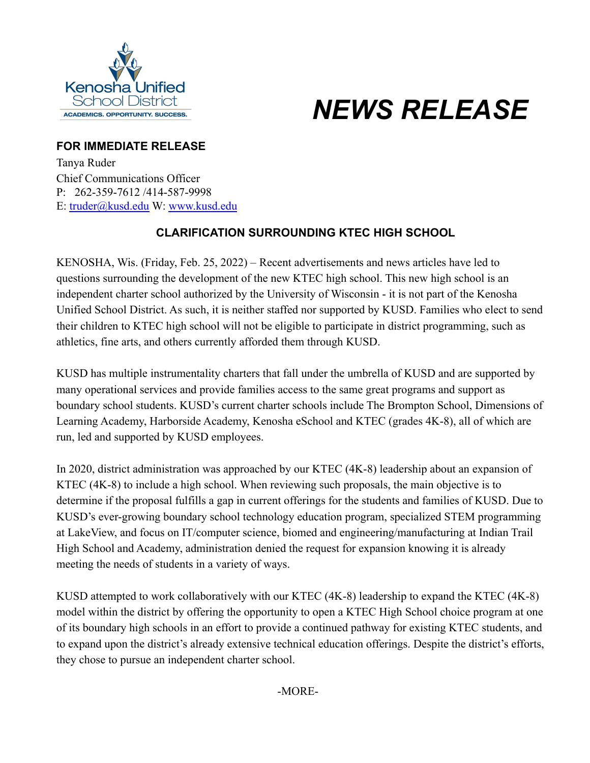Kenosha Unified School District

ACADEMICS. OPPORTUNITY. SUCCESS.

# *NEWS RELEASE*

**FOR IMMEDIATE RELEASE**

Tanya Ruder
Chief Communications Officer
P: 262-359-7612 /414-587-9998
E: truder@kusd.edu W: www.kusd.edu

## CLARIFICATION SURROUNDING KTEC HIGH SCHOOL

KENOSHA, Wis. (Friday, Feb. 25, 2022) – Recent advertisements and news articles have led to questions surrounding the development of the new KTEC high school. This new high school is an independent charter school authorized by the University of Wisconsin - it is not part of the Kenosha Unified School District. As such, it is neither staffed nor supported by KUSD. Families who elect to send their children to KTEC high school will not be eligible to participate in district programming, such as athletics, fine arts, and others currently afforded them through KUSD.

KUSD has multiple instrumentality charters that fall under the umbrella of KUSD and are supported by many operational services and provide families access to the same great programs and support as boundary school students. KUSD's current charter schools include The Brompton School, Dimensions of Learning Academy, Harborside Academy, Kenosha eSchool and KTEC (grades 4K-8), all of which are run, led and supported by KUSD employees.

In 2020, district administration was approached by our KTEC (4K-8) leadership about an expansion of KTEC (4K-8) to include a high school. When reviewing such proposals, the main objective is to determine if the proposal fulfills a gap in current offerings for the students and families of KUSD. Due to KUSD's ever-growing boundary school technology education program, specialized STEM programming at LakeView, and focus on IT/computer science, biomed and engineering/manufacturing at Indian Trail High School and Academy, administration denied the request for expansion knowing it is already meeting the needs of students in a variety of ways.

KUSD attempted to work collaboratively with our KTEC (4K-8) leadership to expand the KTEC (4K-8) model within the district by offering the opportunity to open a KTEC High School choice program at one of its boundary high schools in an effort to provide a continued pathway for existing KTEC students, and to expand upon the district's already extensive technical education offerings. Despite the district's efforts, they chose to pursue an independent charter school.

-MORE-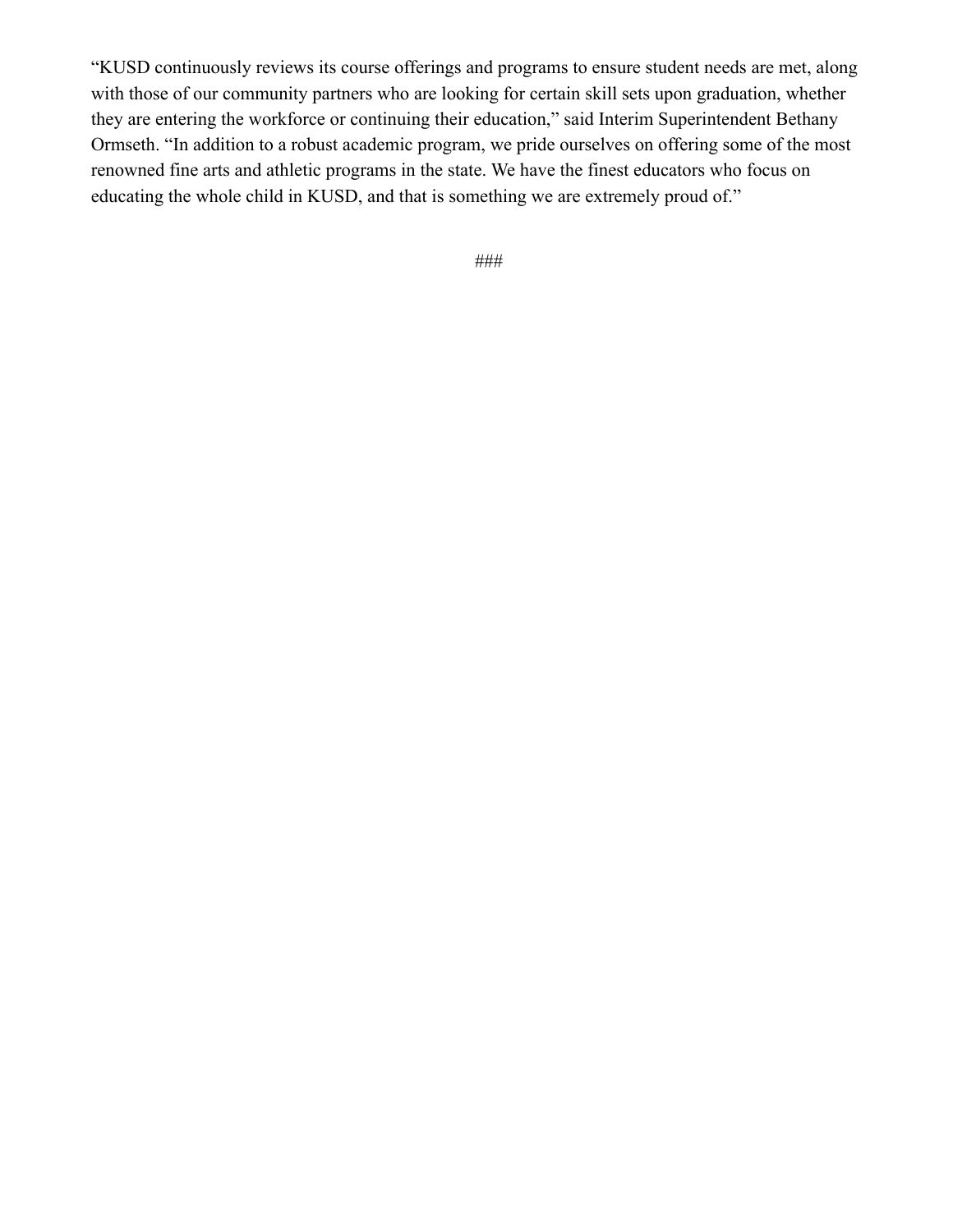"KUSD continuously reviews its course offerings and programs to ensure student needs are met, along with those of our community partners who are looking for certain skill sets upon graduation, whether they are entering the workforce or continuing their education," said Interim Superintendent Bethany Ormseth. "In addition to a robust academic program, we pride ourselves on offering some of the most renowned fine arts and athletic programs in the state. We have the finest educators who focus on educating the whole child in KUSD, and that is something we are extremely proud of."

###